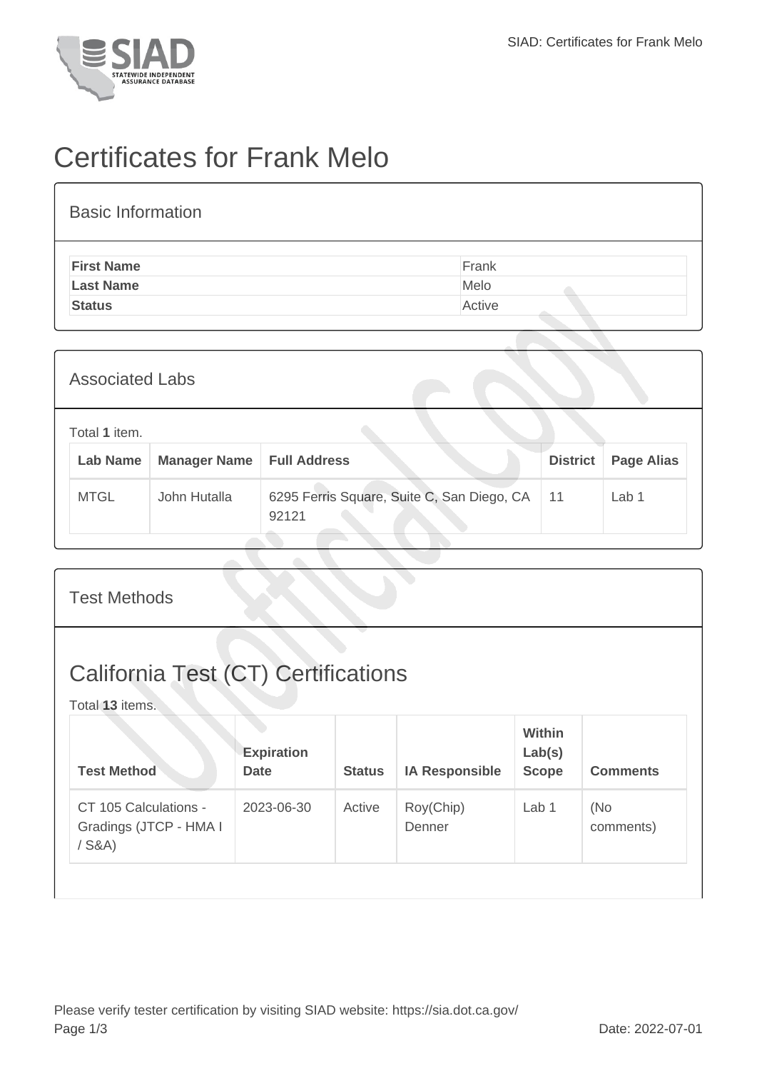# Certificates for Frank Melo

## Basic Information

| | |
|---|---|
| **First Name** | Frank |
| **Last Name** | Melo |
| **Status** | Active |

## Associated Labs

Total **1** item.

| Lab Name | Manager Name | Full Address | District | Page Alias |
|---|---|---|---|---|
| MTGL | John Hutalla | 6295 Ferris Square, Suite C, San Diego, CA 92121 | 11 | Lab 1 |

## Test Methods

## California Test (CT) Certifications

Total **13** items.

| Test Method | Expiration Date | Status | IA Responsible | Within Lab(s) Scope | Comments |
|---|---|---|---|---|---|
| CT 105 Calculations - Gradings (JTCP - HMA I / S&A) | 2023-06-30 | Active | Roy(Chip) Denner | Lab 1 | (No comments) |

Please verify tester certification by visiting SIAD website: https://sia.dot.ca.gov/

Date: 2022-07-01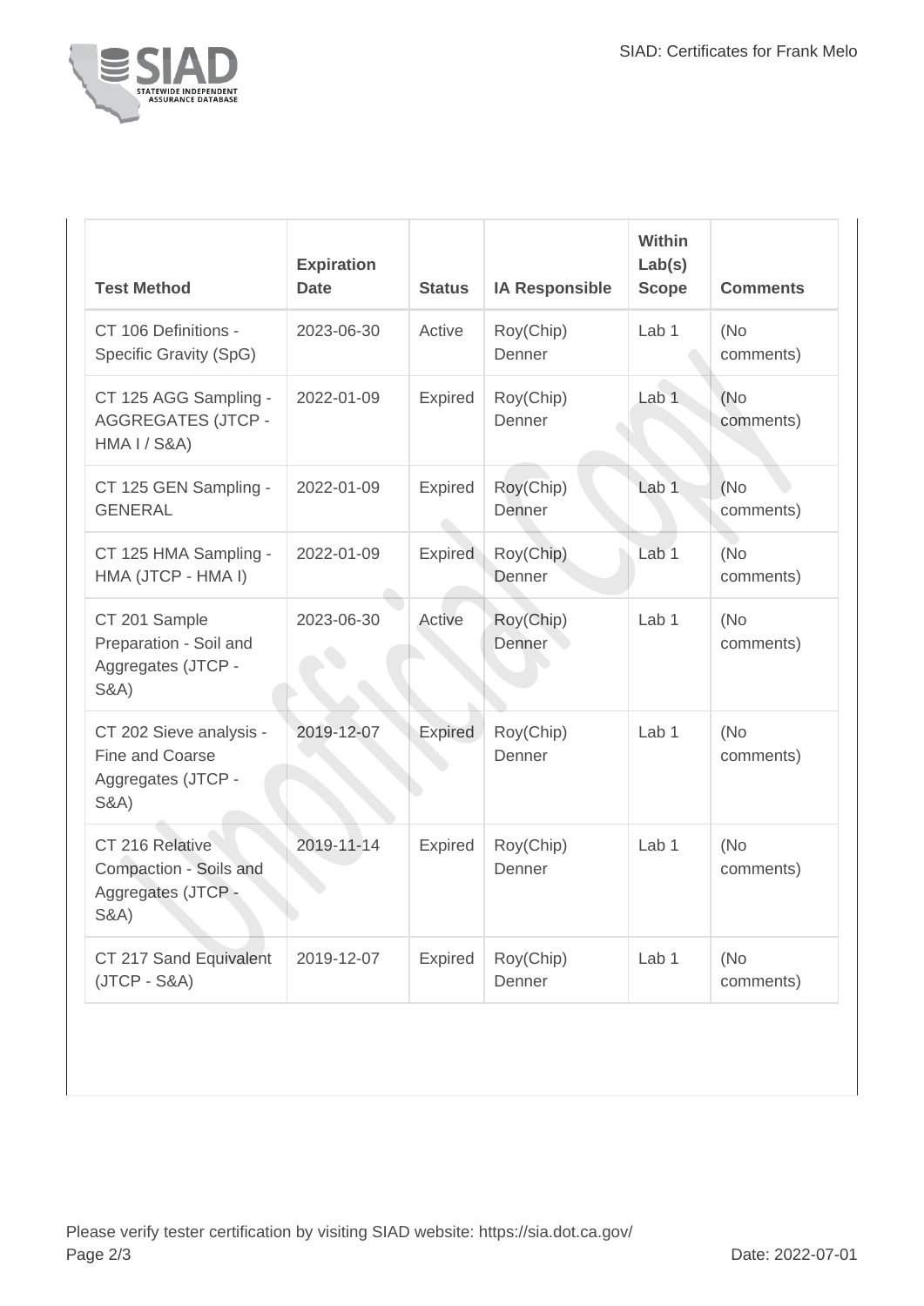| Test Method | Expiration Date | Status | IA Responsible | Within Lab(s) Scope | Comments |
|---|---|---|---|---|---|
| CT 106 Definitions - Specific Gravity (SpG) | 2023-06-30 | Active | Roy(Chip) Denner | Lab 1 | (No comments) |
| CT 125 AGG Sampling - AGGREGATES (JTCP - HMA I / S&A) | 2022-01-09 | Expired | Roy(Chip) Denner | Lab 1 | (No comments) |
| CT 125 GEN Sampling - GENERAL | 2022-01-09 | Expired | Roy(Chip) Denner | Lab 1 | (No comments) |
| CT 125 HMA Sampling - HMA (JTCP - HMA I) | 2022-01-09 | Expired | Roy(Chip) Denner | Lab 1 | (No comments) |
| CT 201 Sample Preparation - Soil and Aggregates (JTCP - S&A) | 2023-06-30 | Active | Roy(Chip) Denner | Lab 1 | (No comments) |
| CT 202 Sieve analysis - Fine and Coarse Aggregates (JTCP - S&A) | 2019-12-07 | Expired | Roy(Chip) Denner | Lab 1 | (No comments) |
| CT 216 Relative Compaction - Soils and Aggregates (JTCP - S&A) | 2019-11-14 | Expired | Roy(Chip) Denner | Lab 1 | (No comments) |
| CT 217 Sand Equivalent (JTCP - S&A) | 2019-12-07 | Expired | Roy(Chip) Denner | Lab 1 | (No comments) |

Please verify tester certification by visiting SIAD website: https://sia.dot.ca.gov/

Date: 2022-07-01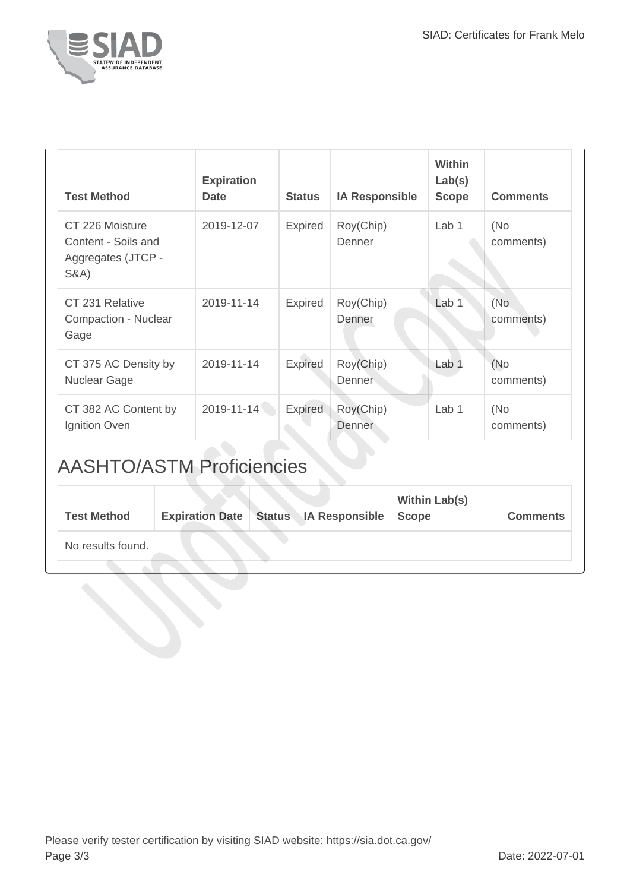| Test Method | Expiration Date | Status | IA Responsible | Within Lab(s) Scope | Comments |
| --- | --- | --- | --- | --- | --- |
| CT 226 Moisture Content - Soils and Aggregates (JTCP - S&A) | 2019-12-07 | Expired | Roy(Chip) Denner | Lab 1 | (No comments) |
| CT 231 Relative Compaction - Nuclear Gage | 2019-11-14 | Expired | Roy(Chip) Denner | Lab 1 | (No comments) |
| CT 375 AC Density by Nuclear Gage | 2019-11-14 | Expired | Roy(Chip) Denner | Lab 1 | (No comments) |
| CT 382 AC Content by Ignition Oven | 2019-11-14 | Expired | Roy(Chip) Denner | Lab 1 | (No comments) |

## AASHTO/ASTM Proficiencies

| Test Method | Expiration Date | Status | IA Responsible | Within Lab(s) Scope | Comments |
| --- | --- | --- | --- | --- | --- |
| No results found. | | | | | |

Please verify tester certification by visiting SIAD website: https://sia.dot.ca.gov/

Date: 2022-07-01